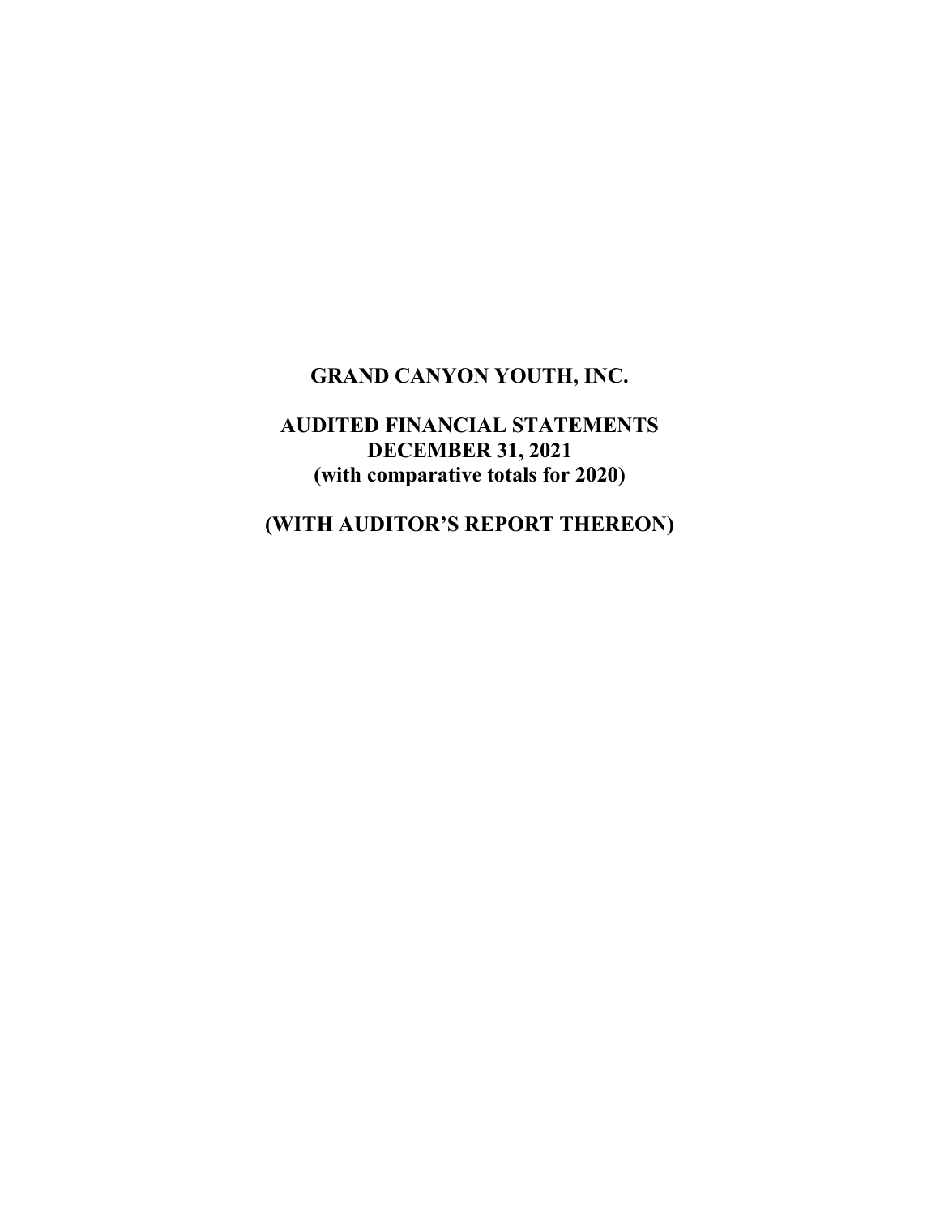# GRAND CANYON YOUTH, INC.

## AUDITED FINANCIAL STATEMENTS
## DECEMBER 31, 2021
## (with comparative totals for 2020)

## (WITH AUDITOR'S REPORT THEREON)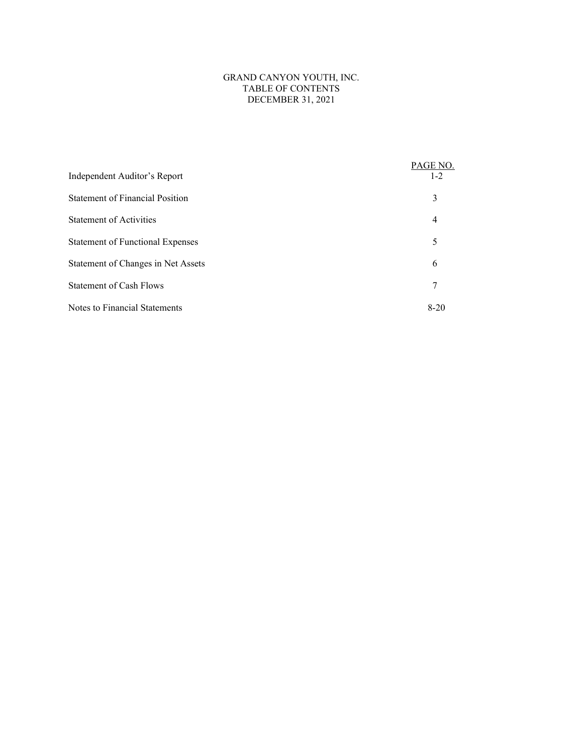# GRAND CANYON YOUTH, INC.
## TABLE OF CONTENTS
## DECEMBER 31, 2021

| | PAGE NO. |
|---|---|
| Independent Auditor's Report | 1-2 |
| Statement of Financial Position | 3 |
| Statement of Activities | 4 |
| Statement of Functional Expenses | 5 |
| Statement of Changes in Net Assets | 6 |
| Statement of Cash Flows | 7 |
| Notes to Financial Statements | 8-20 |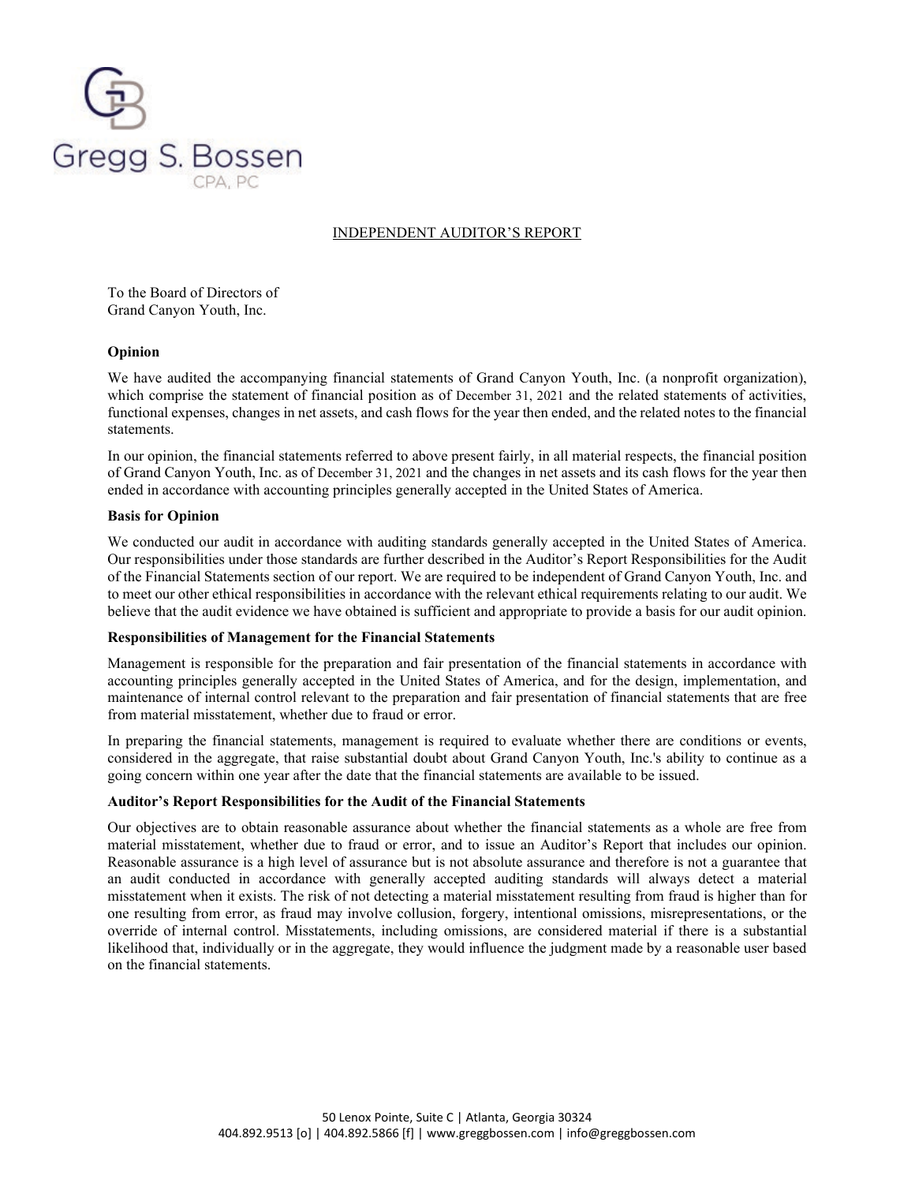Gregg S. Bossen
CPA, PC

## INDEPENDENT AUDITOR'S REPORT

To the Board of Directors of
Grand Canyon Youth, Inc.

**Opinion**

We have audited the accompanying financial statements of Grand Canyon Youth, Inc. (a nonprofit organization), which comprise the statement of financial position as of December 31, 2021 and the related statements of activities, functional expenses, changes in net assets, and cash flows for the year then ended, and the related notes to the financial statements.

In our opinion, the financial statements referred to above present fairly, in all material respects, the financial position of Grand Canyon Youth, Inc. as of December 31, 2021 and the changes in net assets and its cash flows for the year then ended in accordance with accounting principles generally accepted in the United States of America.

**Basis for Opinion**

We conducted our audit in accordance with auditing standards generally accepted in the United States of America. Our responsibilities under those standards are further described in the Auditor's Report Responsibilities for the Audit of the Financial Statements section of our report. We are required to be independent of Grand Canyon Youth, Inc. and to meet our other ethical responsibilities in accordance with the relevant ethical requirements relating to our audit. We believe that the audit evidence we have obtained is sufficient and appropriate to provide a basis for our audit opinion.

**Responsibilities of Management for the Financial Statements**

Management is responsible for the preparation and fair presentation of the financial statements in accordance with accounting principles generally accepted in the United States of America, and for the design, implementation, and maintenance of internal control relevant to the preparation and fair presentation of financial statements that are free from material misstatement, whether due to fraud or error.

In preparing the financial statements, management is required to evaluate whether there are conditions or events, considered in the aggregate, that raise substantial doubt about Grand Canyon Youth, Inc.'s ability to continue as a going concern within one year after the date that the financial statements are available to be issued.

**Auditor's Report Responsibilities for the Audit of the Financial Statements**

Our objectives are to obtain reasonable assurance about whether the financial statements as a whole are free from material misstatement, whether due to fraud or error, and to issue an Auditor's Report that includes our opinion. Reasonable assurance is a high level of assurance but is not absolute assurance and therefore is not a guarantee that an audit conducted in accordance with generally accepted auditing standards will always detect a material misstatement when it exists. The risk of not detecting a material misstatement resulting from fraud is higher than for one resulting from error, as fraud may involve collusion, forgery, intentional omissions, misrepresentations, or the override of internal control. Misstatements, including omissions, are considered material if there is a substantial likelihood that, individually or in the aggregate, they would influence the judgment made by a reasonable user based on the financial statements.

50 Lenox Pointe, Suite C | Atlanta, Georgia 30324
404.892.9513 [o] | 404.892.5866 [f] | www.greggbossen.com | info@greggbossen.com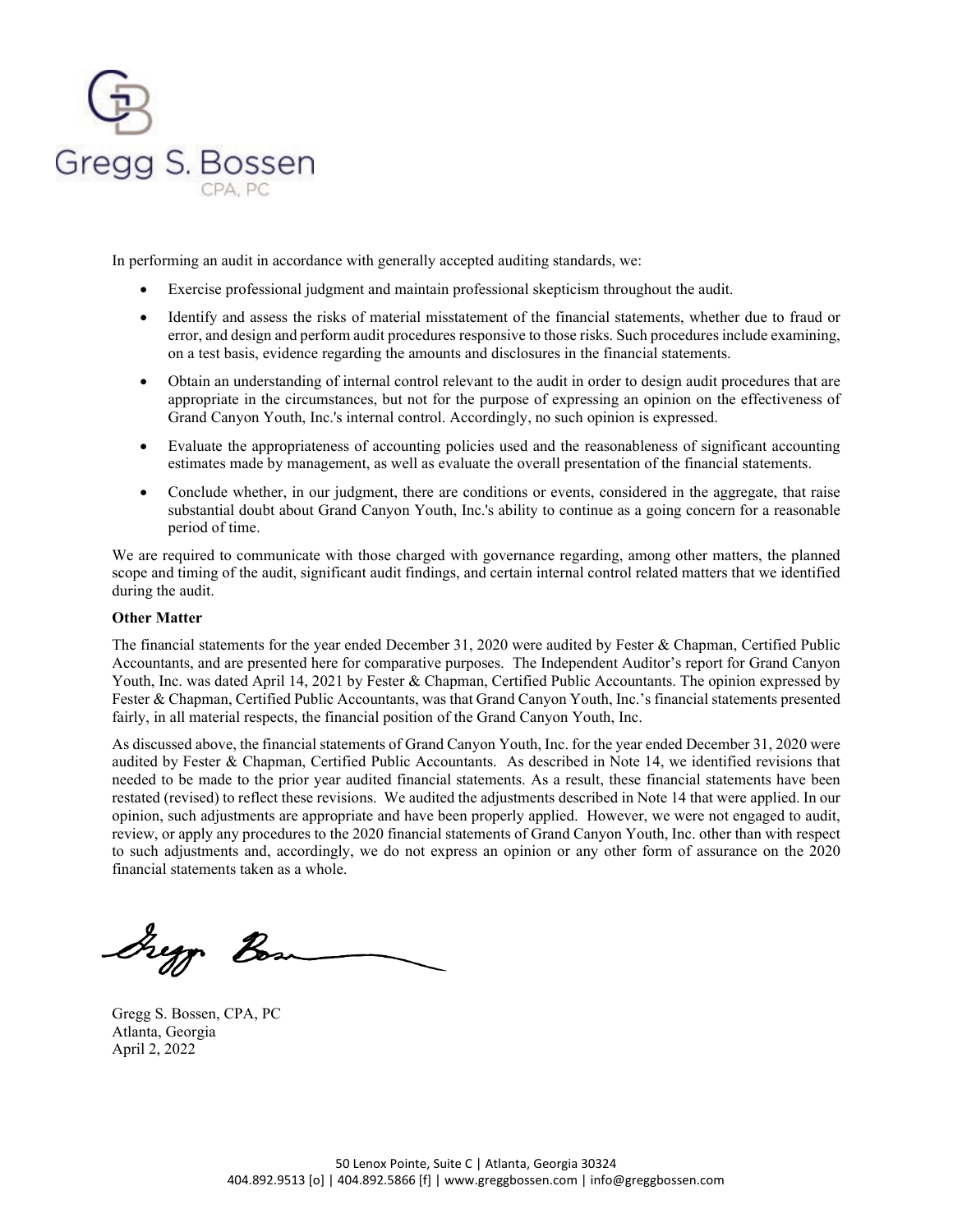In performing an audit in accordance with generally accepted auditing standards, we:

- Exercise professional judgment and maintain professional skepticism throughout the audit.
- Identify and assess the risks of material misstatement of the financial statements, whether due to fraud or error, and design and perform audit procedures responsive to those risks. Such procedures include examining, on a test basis, evidence regarding the amounts and disclosures in the financial statements.
- Obtain an understanding of internal control relevant to the audit in order to design audit procedures that are appropriate in the circumstances, but not for the purpose of expressing an opinion on the effectiveness of Grand Canyon Youth, Inc.'s internal control. Accordingly, no such opinion is expressed.
- Evaluate the appropriateness of accounting policies used and the reasonableness of significant accounting estimates made by management, as well as evaluate the overall presentation of the financial statements.
- Conclude whether, in our judgment, there are conditions or events, considered in the aggregate, that raise substantial doubt about Grand Canyon Youth, Inc.'s ability to continue as a going concern for a reasonable period of time.

We are required to communicate with those charged with governance regarding, among other matters, the planned scope and timing of the audit, significant audit findings, and certain internal control related matters that we identified during the audit.

**Other Matter**

The financial statements for the year ended December 31, 2020 were audited by Fester & Chapman, Certified Public Accountants, and are presented here for comparative purposes. The Independent Auditor's report for Grand Canyon Youth, Inc. was dated April 14, 2021 by Fester & Chapman, Certified Public Accountants. The opinion expressed by Fester & Chapman, Certified Public Accountants, was that Grand Canyon Youth, Inc.'s financial statements presented fairly, in all material respects, the financial position of the Grand Canyon Youth, Inc.

As discussed above, the financial statements of Grand Canyon Youth, Inc. for the year ended December 31, 2020 were audited by Fester & Chapman, Certified Public Accountants. As described in Note 14, we identified revisions that needed to be made to the prior year audited financial statements. As a result, these financial statements have been restated (revised) to reflect these revisions. We audited the adjustments described in Note 14 that were applied. In our opinion, such adjustments are appropriate and have been properly applied. However, we were not engaged to audit, review, or apply any procedures to the 2020 financial statements of Grand Canyon Youth, Inc. other than with respect to such adjustments and, accordingly, we do not express an opinion or any other form of assurance on the 2020 financial statements taken as a whole.

Gregg S. Bossen, CPA, PC
Atlanta, Georgia
April 2, 2022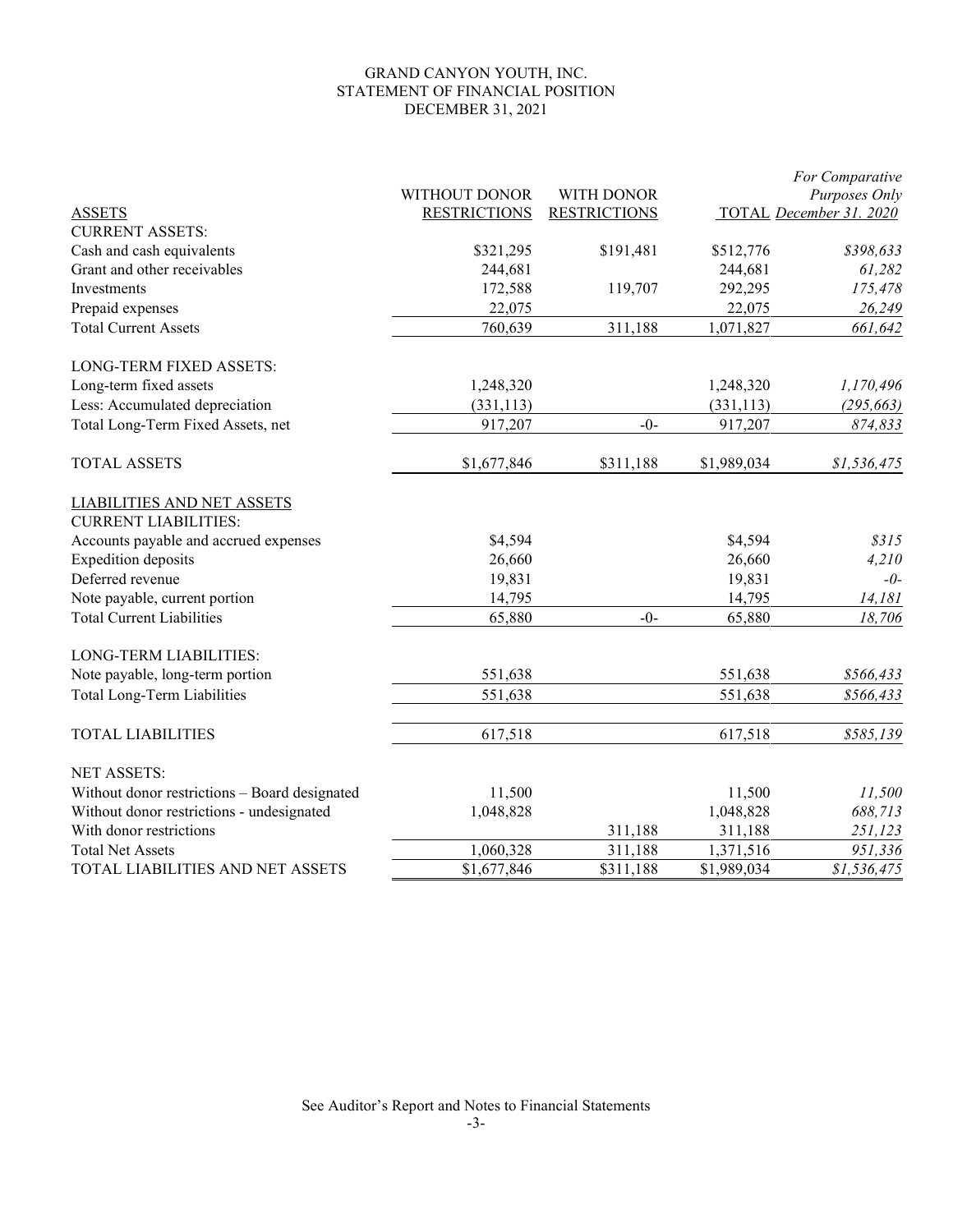GRAND CANYON YOUTH, INC.
STATEMENT OF FINANCIAL POSITION
DECEMBER 31, 2021

| ASSETS | WITHOUT DONOR RESTRICTIONS | WITH DONOR RESTRICTIONS | TOTAL | *For Comparative Purposes Only December 31. 2020* |
|---|---|---|---|---|
| CURRENT ASSETS: | | | | |
| Cash and cash equivalents | $321,295 | $191,481 | $512,776 | *$398,633* |
| Grant and other receivables | 244,681 | | 244,681 | *61,282* |
| Investments | 172,588 | 119,707 | 292,295 | *175,478* |
| Prepaid expenses | 22,075 | | 22,075 | *26,249* |
| Total Current Assets | 760,639 | 311,188 | 1,071,827 | *661,642* |
| LONG-TERM FIXED ASSETS: | | | | |
| Long-term fixed assets | 1,248,320 | | 1,248,320 | *1,170,496* |
| Less: Accumulated depreciation | (331,113) | | (331,113) | *(295,663)* |
| Total Long-Term Fixed Assets, net | 917,207 | -0- | 917,207 | *874,833* |
| TOTAL ASSETS | $1,677,846 | $311,188 | $1,989,034 | *$1,536,475* |
| LIABILITIES AND NET ASSETS | | | | |
| CURRENT LIABILITIES: | | | | |
| Accounts payable and accrued expenses | $4,594 | | $4,594 | *$315* |
| Expedition deposits | 26,660 | | 26,660 | *4,210* |
| Deferred revenue | 19,831 | | 19,831 | *-0-* |
| Note payable, current portion | 14,795 | | 14,795 | *14,181* |
| Total Current Liabilities | 65,880 | -0- | 65,880 | *18,706* |
| LONG-TERM LIABILITIES: | | | | |
| Note payable, long-term portion | 551,638 | | 551,638 | *$566,433* |
| Total Long-Term Liabilities | 551,638 | | 551,638 | *$566,433* |
| TOTAL LIABILITIES | 617,518 | | 617,518 | *$585,139* |
| NET ASSETS: | | | | |
| Without donor restrictions – Board designated | 11,500 | | 11,500 | *11,500* |
| Without donor restrictions - undesignated | 1,048,828 | | 1,048,828 | *688,713* |
| With donor restrictions | | 311,188 | 311,188 | *251,123* |
| Total Net Assets | 1,060,328 | 311,188 | 1,371,516 | *951,336* |
| TOTAL LIABILITIES AND NET ASSETS | $1,677,846 | $311,188 | $1,989,034 | *$1,536,475* |

See Auditor's Report and Notes to Financial Statements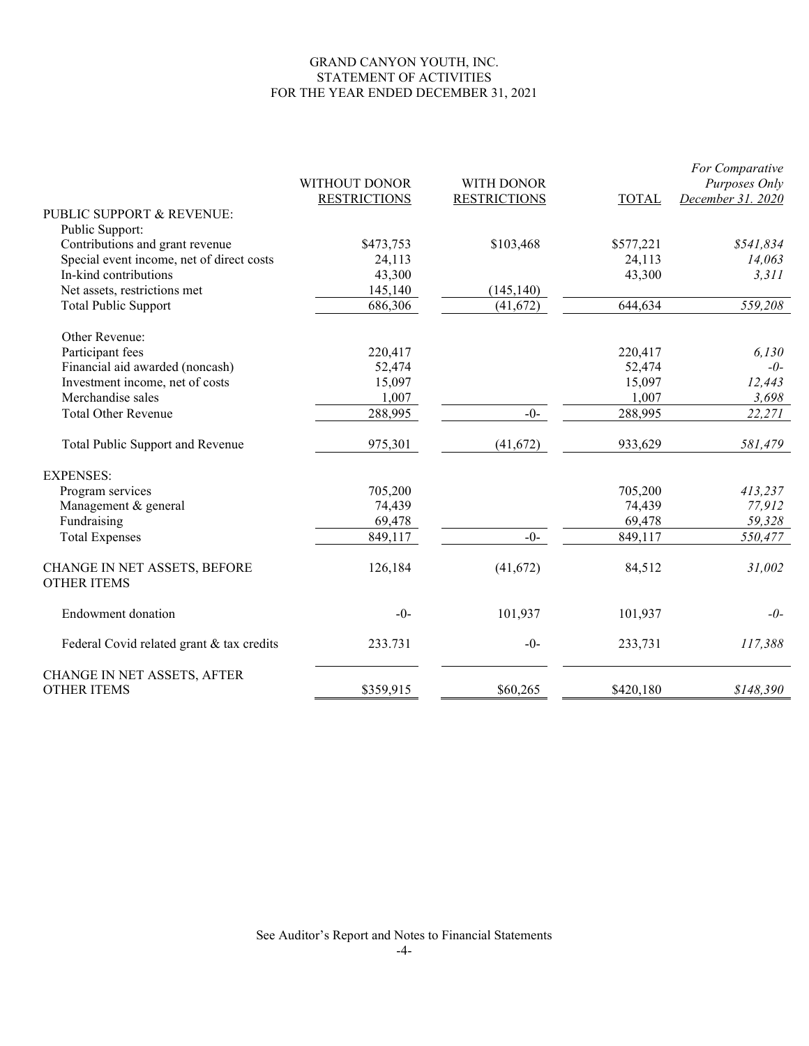# GRAND CANYON YOUTH, INC.
## STATEMENT OF ACTIVITIES
### FOR THE YEAR ENDED DECEMBER 31, 2021

| | WITHOUT DONOR RESTRICTIONS | WITH DONOR RESTRICTIONS | TOTAL | *For Comparative Purposes Only December 31. 2020* |
|---|---|---|---|---|
| PUBLIC SUPPORT & REVENUE: | | | | |
| Public Support: | | | | |
| Contributions and grant revenue | $473,753 | $103,468 | $577,221 | *$541,834* |
| Special event income, net of direct costs | 24,113 | | 24,113 | *14,063* |
| In-kind contributions | 43,300 | | 43,300 | *3,311* |
| Net assets, restrictions met | 145,140 | (145,140) | | |
| Total Public Support | 686,306 | (41,672) | 644,634 | *559,208* |
| Other Revenue: | | | | |
| Participant fees | 220,417 | | 220,417 | *6,130* |
| Financial aid awarded (noncash) | 52,474 | | 52,474 | *-0-* |
| Investment income, net of costs | 15,097 | | 15,097 | *12,443* |
| Merchandise sales | 1,007 | | 1,007 | *3,698* |
| Total Other Revenue | 288,995 | -0- | 288,995 | *22,271* |
| Total Public Support and Revenue | 975,301 | (41,672) | 933,629 | *581,479* |
| EXPENSES: | | | | |
| Program services | 705,200 | | 705,200 | *413,237* |
| Management & general | 74,439 | | 74,439 | *77,912* |
| Fundraising | 69,478 | | 69,478 | *59,328* |
| Total Expenses | 849,117 | -0- | 849,117 | *550,477* |
| CHANGE IN NET ASSETS, BEFORE OTHER ITEMS | 126,184 | (41,672) | 84,512 | *31,002* |
| Endowment donation | -0- | 101,937 | 101,937 | *-0-* |
| Federal Covid related grant & tax credits | 233.731 | -0- | 233,731 | *117,388* |
| CHANGE IN NET ASSETS, AFTER OTHER ITEMS | $359,915 | $60,265 | $420,180 | *$148,390* |

See Auditor's Report and Notes to Financial Statements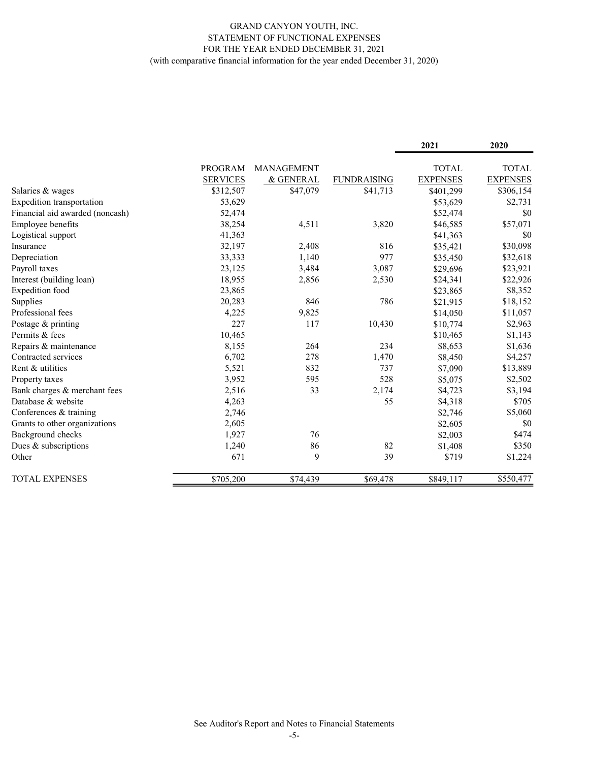# GRAND CANYON YOUTH, INC.

## STATEMENT OF FUNCTIONAL EXPENSES

### FOR THE YEAR ENDED DECEMBER 31, 2021

(with comparative financial information for the year ended December 31, 2020)

| | | | | 2021 | 2020 |
|---|---|---|---|---|---|
| | PROGRAM SERVICES | MANAGEMENT & GENERAL | FUNDRAISING | TOTAL EXPENSES | TOTAL EXPENSES |
| Salaries & wages | $312,507 | $47,079 | $41,713 | $401,299 | $306,154 |
| Expedition transportation | 53,629 | | | $53,629 | $2,731 |
| Financial aid awarded (noncash) | 52,474 | | | $52,474 | $0 |
| Employee benefits | 38,254 | 4,511 | 3,820 | $46,585 | $57,071 |
| Logistical support | 41,363 | | | $41,363 | $0 |
| Insurance | 32,197 | 2,408 | 816 | $35,421 | $30,098 |
| Depreciation | 33,333 | 1,140 | 977 | $35,450 | $32,618 |
| Payroll taxes | 23,125 | 3,484 | 3,087 | $29,696 | $23,921 |
| Interest (building loan) | 18,955 | 2,856 | 2,530 | $24,341 | $22,926 |
| Expedition food | 23,865 | | | $23,865 | $8,352 |
| Supplies | 20,283 | 846 | 786 | $21,915 | $18,152 |
| Professional fees | 4,225 | 9,825 | | $14,050 | $11,057 |
| Postage & printing | 227 | 117 | 10,430 | $10,774 | $2,963 |
| Permits & fees | 10,465 | | | $10,465 | $1,143 |
| Repairs & maintenance | 8,155 | 264 | 234 | $8,653 | $1,636 |
| Contracted services | 6,702 | 278 | 1,470 | $8,450 | $4,257 |
| Rent & utilities | 5,521 | 832 | 737 | $7,090 | $13,889 |
| Property taxes | 3,952 | 595 | 528 | $5,075 | $2,502 |
| Bank charges & merchant fees | 2,516 | 33 | 2,174 | $4,723 | $3,194 |
| Database & website | 4,263 | | 55 | $4,318 | $705 |
| Conferences & training | 2,746 | | | $2,746 | $5,060 |
| Grants to other organizations | 2,605 | | | $2,605 | $0 |
| Background checks | 1,927 | 76 | | $2,003 | $474 |
| Dues & subscriptions | 1,240 | 86 | 82 | $1,408 | $350 |
| Other | 671 | 9 | 39 | $719 | $1,224 |
| TOTAL EXPENSES | $705,200 | $74,439 | $69,478 | $849,117 | $550,477 |

See Auditor's Report and Notes to Financial Statements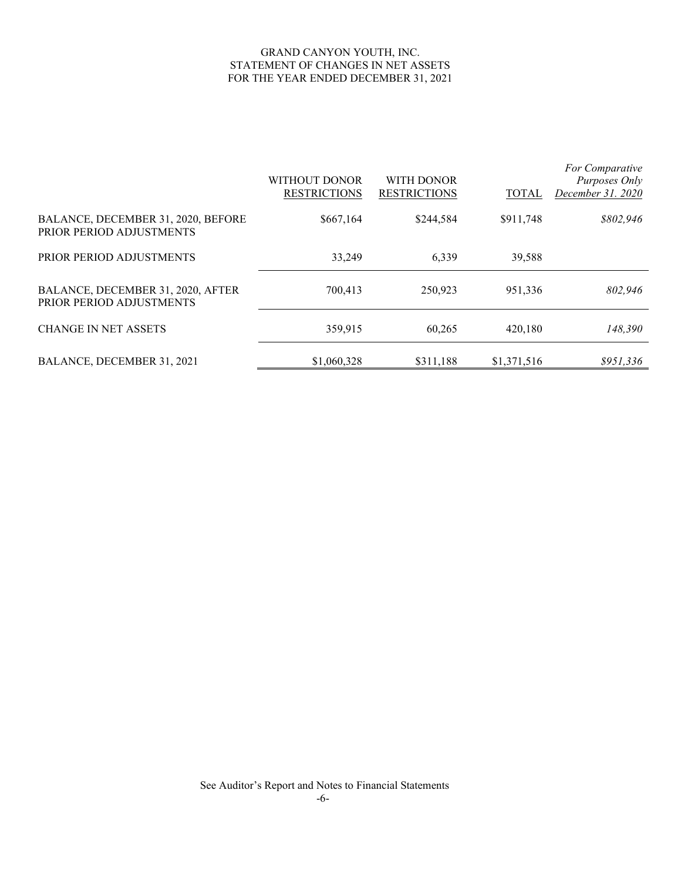GRAND CANYON YOUTH, INC.
STATEMENT OF CHANGES IN NET ASSETS
FOR THE YEAR ENDED DECEMBER 31, 2021

| | WITHOUT DONOR RESTRICTIONS | WITH DONOR RESTRICTIONS | TOTAL | *For Comparative Purposes Only December 31. 2020* |
|---|---|---|---|---|
| BALANCE, DECEMBER 31, 2020, BEFORE PRIOR PERIOD ADJUSTMENTS | $667,164 | $244,584 | $911,748 | *$802,946* |
| PRIOR PERIOD ADJUSTMENTS | 33,249 | 6,339 | 39,588 | |
| BALANCE, DECEMBER 31, 2020, AFTER PRIOR PERIOD ADJUSTMENTS | 700,413 | 250,923 | 951,336 | *802,946* |
| CHANGE IN NET ASSETS | 359,915 | 60,265 | 420,180 | *148,390* |
| BALANCE, DECEMBER 31, 2021 | $1,060,328 | $311,188 | $1,371,516 | *$951,336* |

See Auditor's Report and Notes to Financial Statements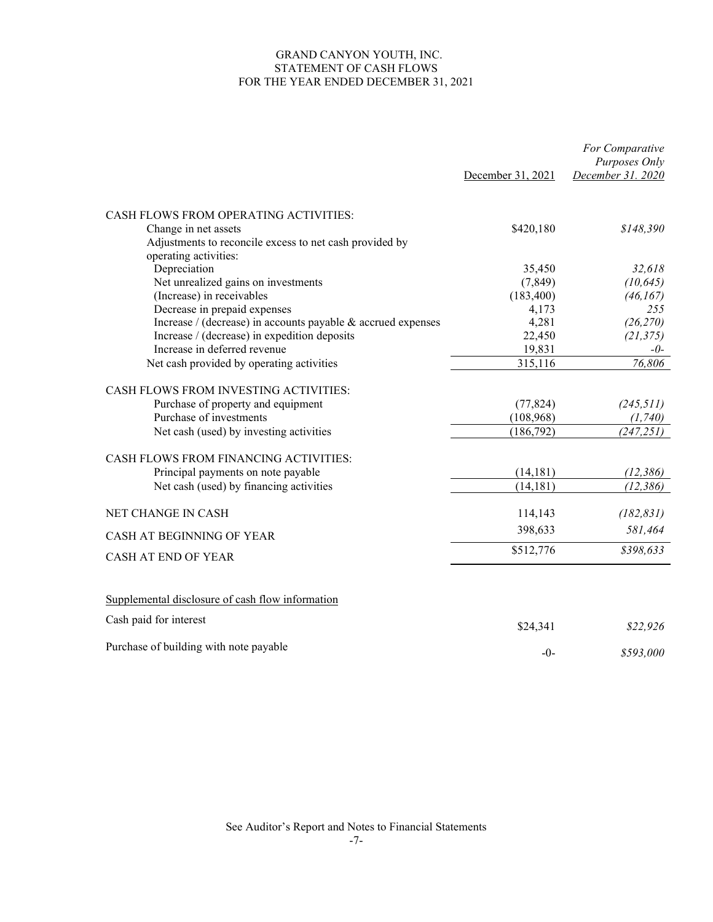# GRAND CANYON YOUTH, INC.
## STATEMENT OF CASH FLOWS
### FOR THE YEAR ENDED DECEMBER 31, 2021

| | December 31, 2021 | *For Comparative Purposes Only December 31. 2020* |
|---|---|---|
| CASH FLOWS FROM OPERATING ACTIVITIES: | | |
| Change in net assets | $420,180 | *$148,390* |
| Adjustments to reconcile excess to net cash provided by operating activities: | | |
| Depreciation | 35,450 | *32,618* |
| Net unrealized gains on investments | (7,849) | *(10,645)* |
| (Increase) in receivables | (183,400) | *(46,167)* |
| Decrease in prepaid expenses | 4,173 | *255* |
| Increase / (decrease) in accounts payable & accrued expenses | 4,281 | *(26,270)* |
| Increase / (decrease) in expedition deposits | 22,450 | *(21,375)* |
| Increase in deferred revenue | 19,831 | *-0-* |
| Net cash provided by operating activities | 315,116 | *76,806* |
| CASH FLOWS FROM INVESTING ACTIVITIES: | | |
| Purchase of property and equipment | (77,824) | *(245,511)* |
| Purchase of investments | (108,968) | *(1,740)* |
| Net cash (used) by investing activities | (186,792) | *(247,251)* |
| CASH FLOWS FROM FINANCING ACTIVITIES: | | |
| Principal payments on note payable | (14,181) | *(12,386)* |
| Net cash (used) by financing activities | (14,181) | *(12,386)* |
| NET CHANGE IN CASH | 114,143 | *(182,831)* |
| CASH AT BEGINNING OF YEAR | 398,633 | *581,464* |
| CASH AT END OF YEAR | $512,776 | *$398,633* |

Supplemental disclosure of cash flow information

| | | |
|---|---|---|
| Cash paid for interest | $24,341 | *$22,926* |
| Purchase of building with note payable | -0- | *$593,000* |

See Auditor's Report and Notes to Financial Statements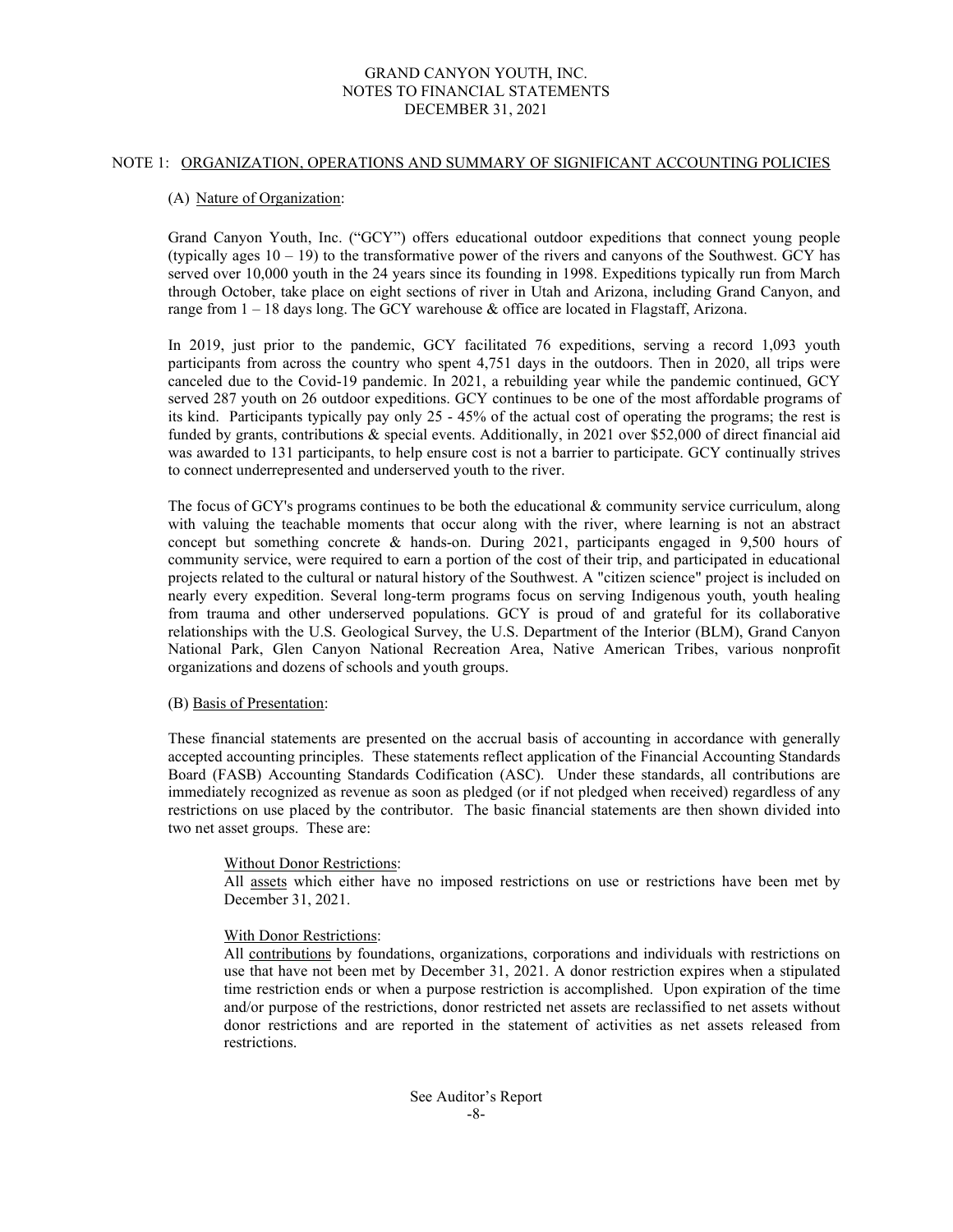GRAND CANYON YOUTH, INC.
NOTES TO FINANCIAL STATEMENTS
DECEMBER 31, 2021

## NOTE 1: ORGANIZATION, OPERATIONS AND SUMMARY OF SIGNIFICANT ACCOUNTING POLICIES

### (A) Nature of Organization:

Grand Canyon Youth, Inc. ("GCY") offers educational outdoor expeditions that connect young people (typically ages 10 – 19) to the transformative power of the rivers and canyons of the Southwest. GCY has served over 10,000 youth in the 24 years since its founding in 1998. Expeditions typically run from March through October, take place on eight sections of river in Utah and Arizona, including Grand Canyon, and range from 1 – 18 days long. The GCY warehouse & office are located in Flagstaff, Arizona.

In 2019, just prior to the pandemic, GCY facilitated 76 expeditions, serving a record 1,093 youth participants from across the country who spent 4,751 days in the outdoors. Then in 2020, all trips were canceled due to the Covid-19 pandemic. In 2021, a rebuilding year while the pandemic continued, GCY served 287 youth on 26 outdoor expeditions. GCY continues to be one of the most affordable programs of its kind. Participants typically pay only 25 - 45% of the actual cost of operating the programs; the rest is funded by grants, contributions & special events. Additionally, in 2021 over $52,000 of direct financial aid was awarded to 131 participants, to help ensure cost is not a barrier to participate. GCY continually strives to connect underrepresented and underserved youth to the river.

The focus of GCY's programs continues to be both the educational & community service curriculum, along with valuing the teachable moments that occur along with the river, where learning is not an abstract concept but something concrete & hands-on. During 2021, participants engaged in 9,500 hours of community service, were required to earn a portion of the cost of their trip, and participated in educational projects related to the cultural or natural history of the Southwest. A "citizen science" project is included on nearly every expedition. Several long-term programs focus on serving Indigenous youth, youth healing from trauma and other underserved populations. GCY is proud of and grateful for its collaborative relationships with the U.S. Geological Survey, the U.S. Department of the Interior (BLM), Grand Canyon National Park, Glen Canyon National Recreation Area, Native American Tribes, various nonprofit organizations and dozens of schools and youth groups.

### (B) Basis of Presentation:

These financial statements are presented on the accrual basis of accounting in accordance with generally accepted accounting principles. These statements reflect application of the Financial Accounting Standards Board (FASB) Accounting Standards Codification (ASC). Under these standards, all contributions are immediately recognized as revenue as soon as pledged (or if not pledged when received) regardless of any restrictions on use placed by the contributor. The basic financial statements are then shown divided into two net asset groups. These are:

Without Donor Restrictions:
All assets which either have no imposed restrictions on use or restrictions have been met by December 31, 2021.

With Donor Restrictions:
All contributions by foundations, organizations, corporations and individuals with restrictions on use that have not been met by December 31, 2021. A donor restriction expires when a stipulated time restriction ends or when a purpose restriction is accomplished. Upon expiration of the time and/or purpose of the restrictions, donor restricted net assets are reclassified to net assets without donor restrictions and are reported in the statement of activities as net assets released from restrictions.

See Auditor's Report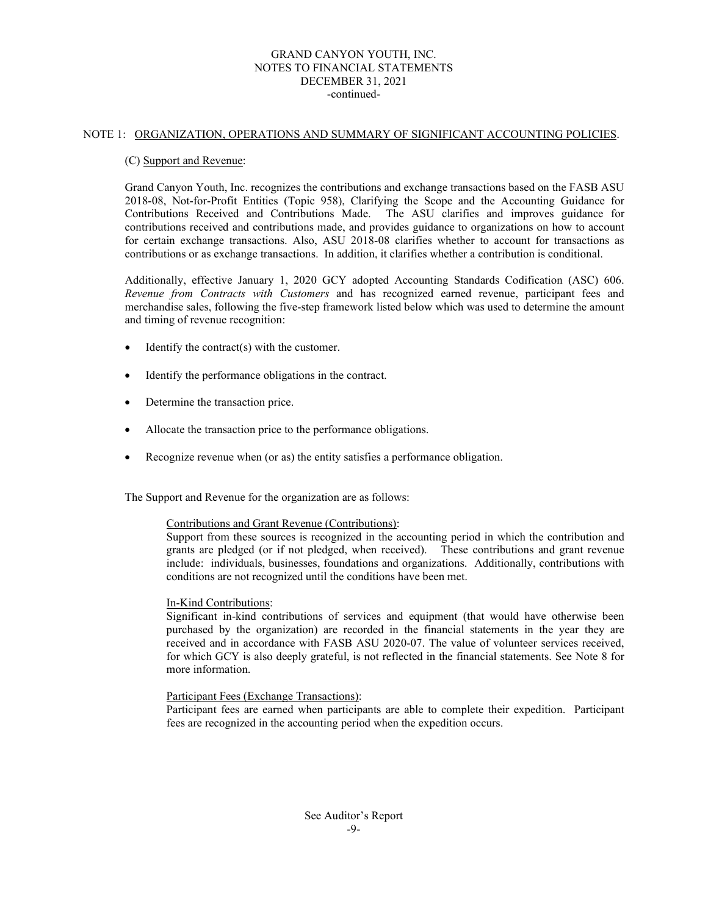## NOTE 1: ORGANIZATION, OPERATIONS AND SUMMARY OF SIGNIFICANT ACCOUNTING POLICIES.

### (C) Support and Revenue:

Grand Canyon Youth, Inc. recognizes the contributions and exchange transactions based on the FASB ASU 2018-08, Not-for-Profit Entities (Topic 958), Clarifying the Scope and the Accounting Guidance for Contributions Received and Contributions Made. The ASU clarifies and improves guidance for contributions received and contributions made, and provides guidance to organizations on how to account for certain exchange transactions. Also, ASU 2018-08 clarifies whether to account for transactions as contributions or as exchange transactions. In addition, it clarifies whether a contribution is conditional.

Additionally, effective January 1, 2020 GCY adopted Accounting Standards Codification (ASC) 606. *Revenue from Contracts with Customers* and has recognized earned revenue, participant fees and merchandise sales, following the five-step framework listed below which was used to determine the amount and timing of revenue recognition:

- Identify the contract(s) with the customer.
- Identify the performance obligations in the contract.
- Determine the transaction price.
- Allocate the transaction price to the performance obligations.
- Recognize revenue when (or as) the entity satisfies a performance obligation.

The Support and Revenue for the organization are as follows:

Contributions and Grant Revenue (Contributions):
Support from these sources is recognized in the accounting period in which the contribution and grants are pledged (or if not pledged, when received). These contributions and grant revenue include: individuals, businesses, foundations and organizations. Additionally, contributions with conditions are not recognized until the conditions have been met.

In-Kind Contributions:
Significant in-kind contributions of services and equipment (that would have otherwise been purchased by the organization) are recorded in the financial statements in the year they are received and in accordance with FASB ASU 2020-07. The value of volunteer services received, for which GCY is also deeply grateful, is not reflected in the financial statements. See Note 8 for more information.

Participant Fees (Exchange Transactions):
Participant fees are earned when participants are able to complete their expedition. Participant fees are recognized in the accounting period when the expedition occurs.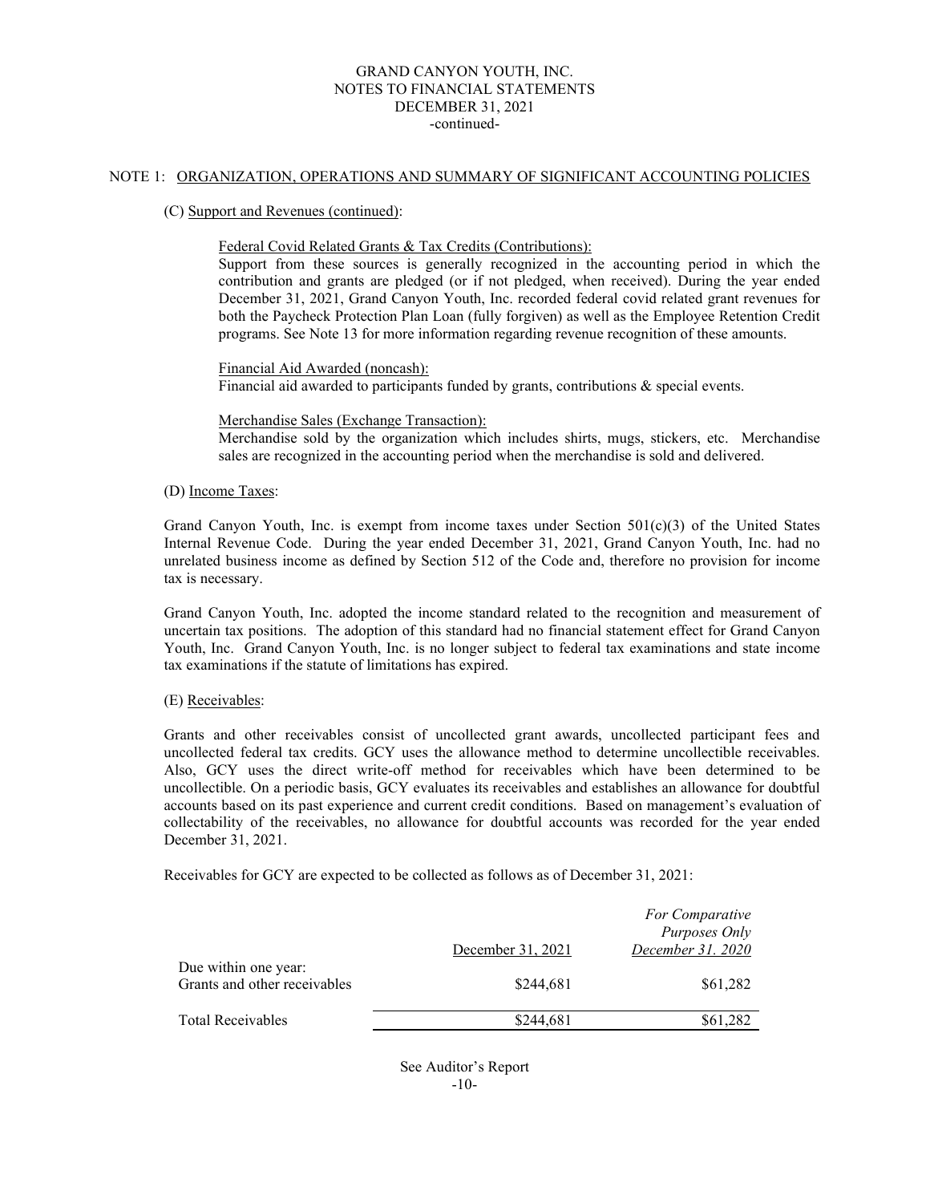## NOTE 1: ORGANIZATION, OPERATIONS AND SUMMARY OF SIGNIFICANT ACCOUNTING POLICIES

### (C) Support and Revenues (continued):

Federal Covid Related Grants & Tax Credits (Contributions):
Support from these sources is generally recognized in the accounting period in which the contribution and grants are pledged (or if not pledged, when received). During the year ended December 31, 2021, Grand Canyon Youth, Inc. recorded federal covid related grant revenues for both the Paycheck Protection Plan Loan (fully forgiven) as well as the Employee Retention Credit programs. See Note 13 for more information regarding revenue recognition of these amounts.

Financial Aid Awarded (noncash):
Financial aid awarded to participants funded by grants, contributions & special events.

Merchandise Sales (Exchange Transaction):
Merchandise sold by the organization which includes shirts, mugs, stickers, etc. Merchandise sales are recognized in the accounting period when the merchandise is sold and delivered.

### (D) Income Taxes:

Grand Canyon Youth, Inc. is exempt from income taxes under Section 501(c)(3) of the United States Internal Revenue Code. During the year ended December 31, 2021, Grand Canyon Youth, Inc. had no unrelated business income as defined by Section 512 of the Code and, therefore no provision for income tax is necessary.

Grand Canyon Youth, Inc. adopted the income standard related to the recognition and measurement of uncertain tax positions. The adoption of this standard had no financial statement effect for Grand Canyon Youth, Inc. Grand Canyon Youth, Inc. is no longer subject to federal tax examinations and state income tax examinations if the statute of limitations has expired.

### (E) Receivables:

Grants and other receivables consist of uncollected grant awards, uncollected participant fees and uncollected federal tax credits. GCY uses the allowance method to determine uncollectible receivables. Also, GCY uses the direct write-off method for receivables which have been determined to be uncollectible. On a periodic basis, GCY evaluates its receivables and establishes an allowance for doubtful accounts based on its past experience and current credit conditions. Based on management's evaluation of collectability of the receivables, no allowance for doubtful accounts was recorded for the year ended December 31, 2021.

Receivables for GCY are expected to be collected as follows as of December 31, 2021:

| | December 31, 2021 | *For Comparative Purposes Only December 31. 2020* |
|---|---|---|
| Due within one year: | | |
| Grants and other receivables | $244,681 | $61,282 |
| Total Receivables | $244,681 | $61,282 |

See Auditor's Report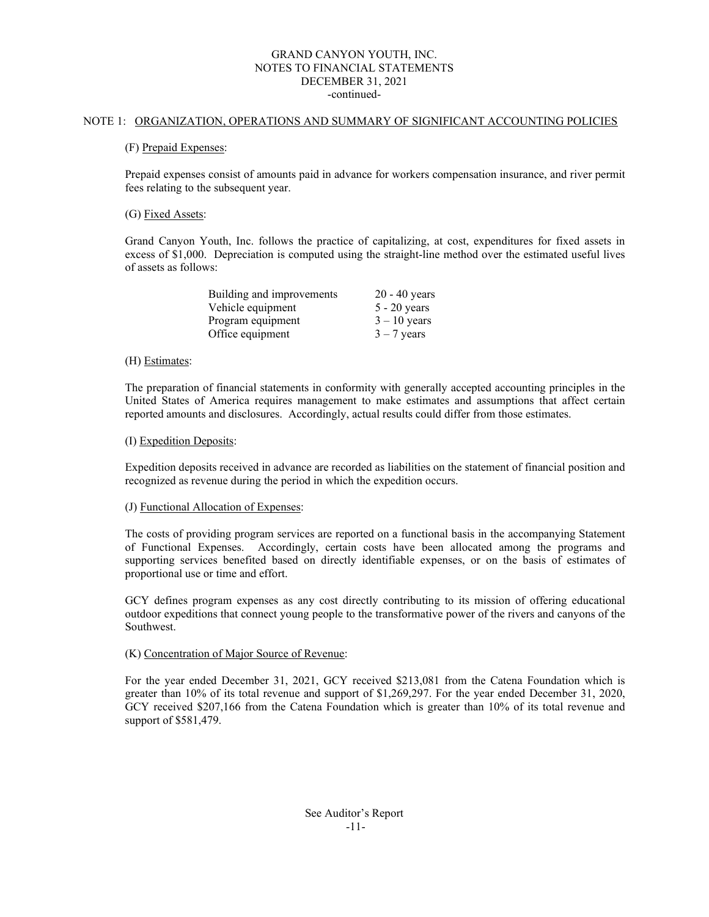# GRAND CANYON YOUTH, INC.
## NOTES TO FINANCIAL STATEMENTS
## DECEMBER 31, 2021
-continued-

NOTE 1: ORGANIZATION, OPERATIONS AND SUMMARY OF SIGNIFICANT ACCOUNTING POLICIES

(F) Prepaid Expenses:

Prepaid expenses consist of amounts paid in advance for workers compensation insurance, and river permit fees relating to the subsequent year.

(G) Fixed Assets:

Grand Canyon Youth, Inc. follows the practice of capitalizing, at cost, expenditures for fixed assets in excess of $1,000. Depreciation is computed using the straight-line method over the estimated useful lives of assets as follows:

| | |
|---|---|
| Building and improvements | 20 - 40 years |
| Vehicle equipment | 5 - 20 years |
| Program equipment | 3 – 10 years |
| Office equipment | 3 – 7 years |

(H) Estimates:

The preparation of financial statements in conformity with generally accepted accounting principles in the United States of America requires management to make estimates and assumptions that affect certain reported amounts and disclosures. Accordingly, actual results could differ from those estimates.

(I) Expedition Deposits:

Expedition deposits received in advance are recorded as liabilities on the statement of financial position and recognized as revenue during the period in which the expedition occurs.

(J) Functional Allocation of Expenses:

The costs of providing program services are reported on a functional basis in the accompanying Statement of Functional Expenses. Accordingly, certain costs have been allocated among the programs and supporting services benefited based on directly identifiable expenses, or on the basis of estimates of proportional use or time and effort.

GCY defines program expenses as any cost directly contributing to its mission of offering educational outdoor expeditions that connect young people to the transformative power of the rivers and canyons of the Southwest.

(K) Concentration of Major Source of Revenue:

For the year ended December 31, 2021, GCY received $213,081 from the Catena Foundation which is greater than 10% of its total revenue and support of $1,269,297. For the year ended December 31, 2020, GCY received $207,166 from the Catena Foundation which is greater than 10% of its total revenue and support of $581,479.

See Auditor's Report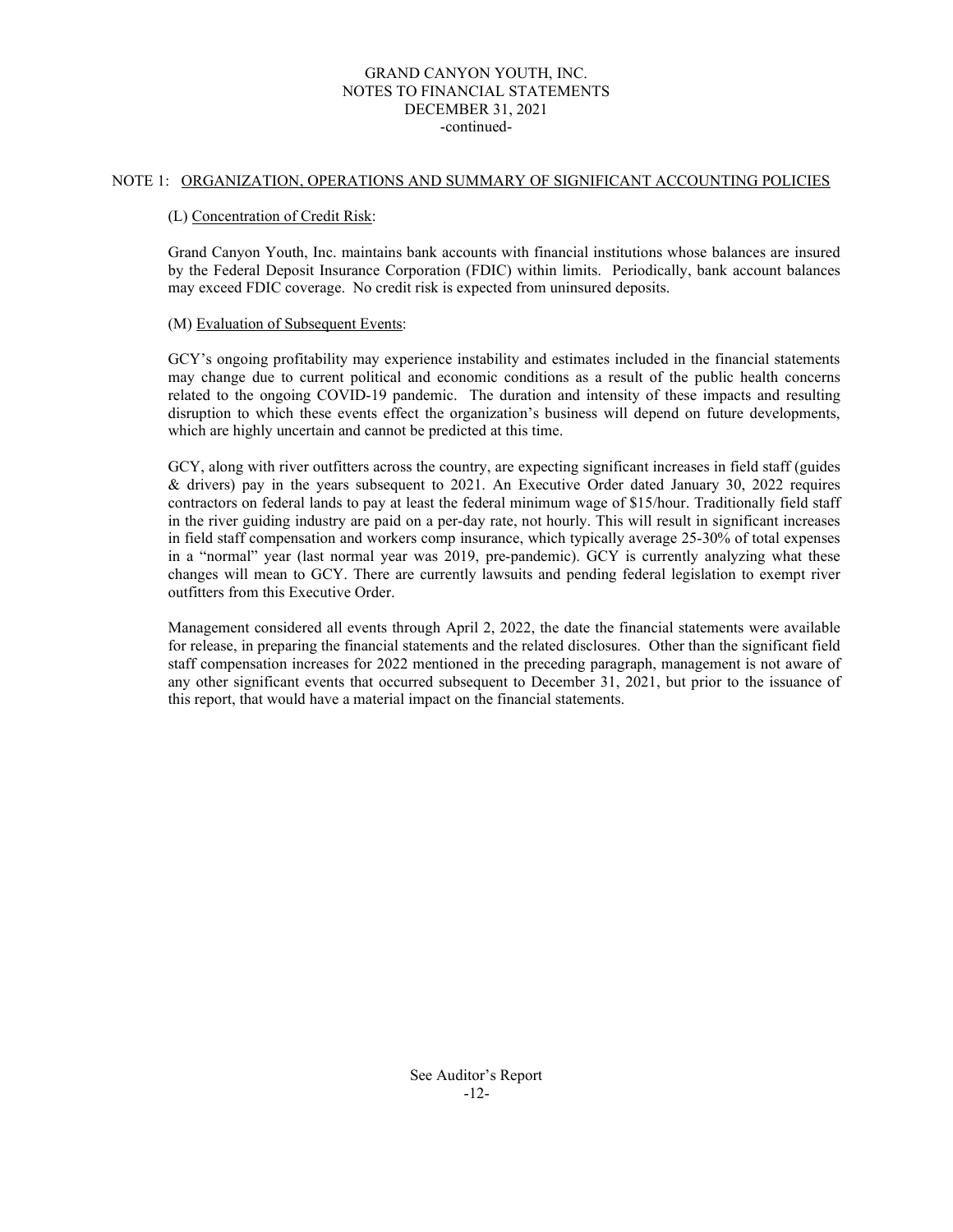## NOTE 1: ORGANIZATION, OPERATIONS AND SUMMARY OF SIGNIFICANT ACCOUNTING POLICIES

(L) Concentration of Credit Risk:

Grand Canyon Youth, Inc. maintains bank accounts with financial institutions whose balances are insured by the Federal Deposit Insurance Corporation (FDIC) within limits. Periodically, bank account balances may exceed FDIC coverage. No credit risk is expected from uninsured deposits.

(M) Evaluation of Subsequent Events:

GCY's ongoing profitability may experience instability and estimates included in the financial statements may change due to current political and economic conditions as a result of the public health concerns related to the ongoing COVID-19 pandemic. The duration and intensity of these impacts and resulting disruption to which these events effect the organization's business will depend on future developments, which are highly uncertain and cannot be predicted at this time.

GCY, along with river outfitters across the country, are expecting significant increases in field staff (guides & drivers) pay in the years subsequent to 2021. An Executive Order dated January 30, 2022 requires contractors on federal lands to pay at least the federal minimum wage of $15/hour. Traditionally field staff in the river guiding industry are paid on a per-day rate, not hourly. This will result in significant increases in field staff compensation and workers comp insurance, which typically average 25-30% of total expenses in a "normal" year (last normal year was 2019, pre-pandemic). GCY is currently analyzing what these changes will mean to GCY. There are currently lawsuits and pending federal legislation to exempt river outfitters from this Executive Order.

Management considered all events through April 2, 2022, the date the financial statements were available for release, in preparing the financial statements and the related disclosures. Other than the significant field staff compensation increases for 2022 mentioned in the preceding paragraph, management is not aware of any other significant events that occurred subsequent to December 31, 2021, but prior to the issuance of this report, that would have a material impact on the financial statements.

See Auditor's Report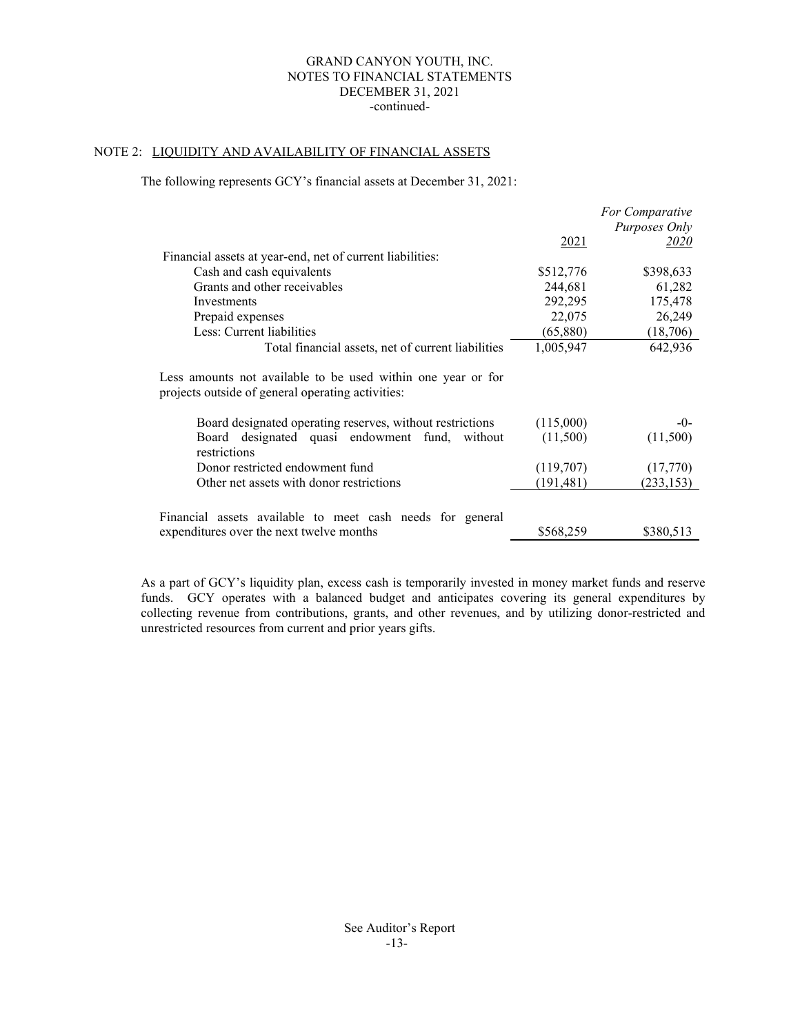GRAND CANYON YOUTH, INC.
NOTES TO FINANCIAL STATEMENTS
DECEMBER 31, 2021
-continued-

NOTE 2: LIQUIDITY AND AVAILABILITY OF FINANCIAL ASSETS

The following represents GCY's financial assets at December 31, 2021:

| | 2021 | *For Comparative Purposes Only* *2020* |
|---|---|---|
| Financial assets at year-end, net of current liabilities: | | |
| Cash and cash equivalents | $512,776 | $398,633 |
| Grants and other receivables | 244,681 | 61,282 |
| Investments | 292,295 | 175,478 |
| Prepaid expenses | 22,075 | 26,249 |
| Less: Current liabilities | (65,880) | (18,706) |
| Total financial assets, net of current liabilities | 1,005,947 | 642,936 |
| Less amounts not available to be used within one year or for projects outside of general operating activities: | | |
| Board designated operating reserves, without restrictions | (115,000) | -0- |
| Board designated quasi endowment fund, without restrictions | (11,500) | (11,500) |
| Donor restricted endowment fund | (119,707) | (17,770) |
| Other net assets with donor restrictions | (191,481) | (233,153) |
| Financial assets available to meet cash needs for general expenditures over the next twelve months | $568,259 | $380,513 |

As a part of GCY's liquidity plan, excess cash is temporarily invested in money market funds and reserve funds. GCY operates with a balanced budget and anticipates covering its general expenditures by collecting revenue from contributions, grants, and other revenues, and by utilizing donor-restricted and unrestricted resources from current and prior years gifts.

See Auditor's Report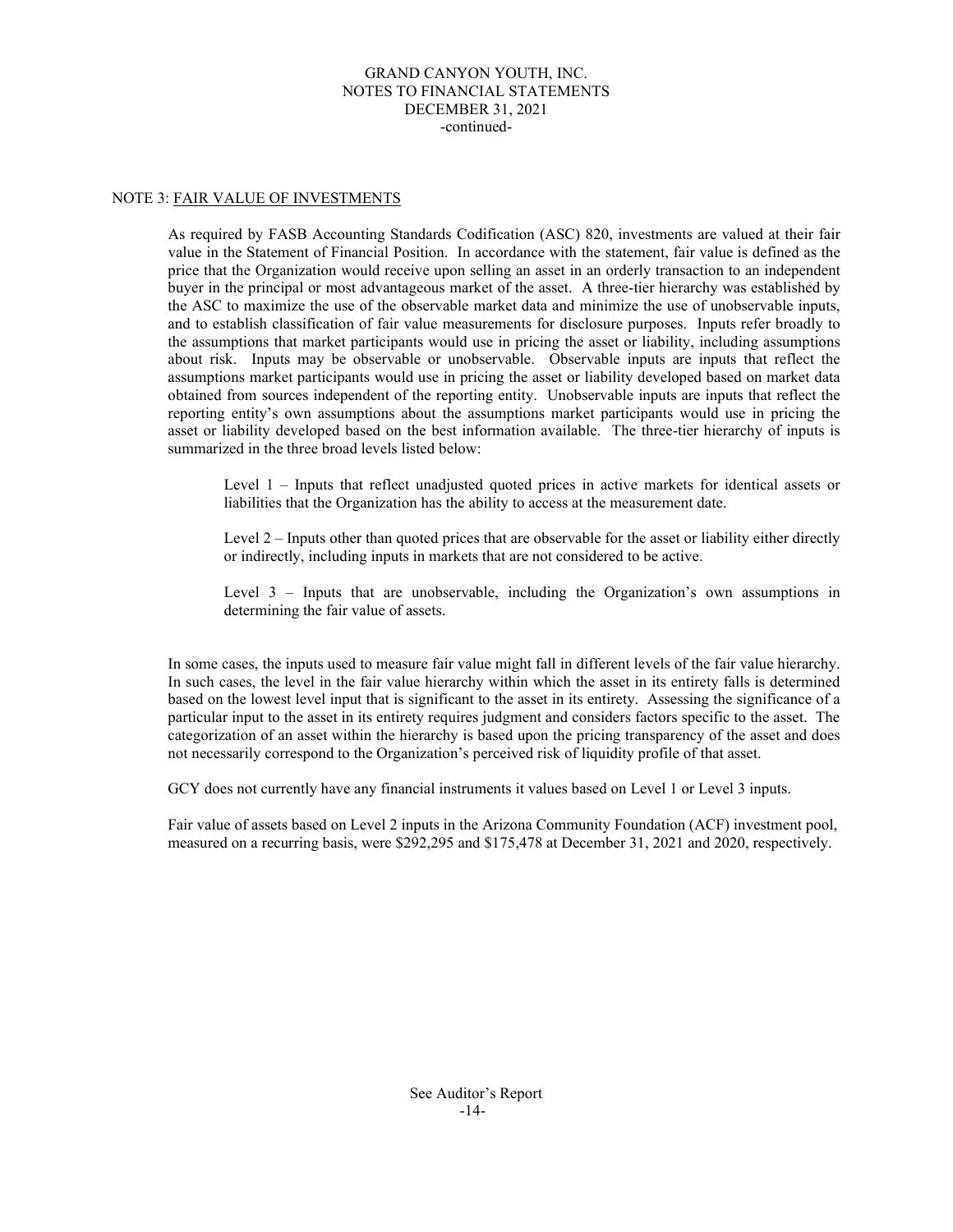NOTE 3: <u>FAIR VALUE OF INVESTMENTS</u>

As required by FASB Accounting Standards Codification (ASC) 820, investments are valued at their fair value in the Statement of Financial Position. In accordance with the statement, fair value is defined as the price that the Organization would receive upon selling an asset in an orderly transaction to an independent buyer in the principal or most advantageous market of the asset. A three-tier hierarchy was established by the ASC to maximize the use of the observable market data and minimize the use of unobservable inputs, and to establish classification of fair value measurements for disclosure purposes. Inputs refer broadly to the assumptions that market participants would use in pricing the asset or liability, including assumptions about risk. Inputs may be observable or unobservable. Observable inputs are inputs that reflect the assumptions market participants would use in pricing the asset or liability developed based on market data obtained from sources independent of the reporting entity. Unobservable inputs are inputs that reflect the reporting entity's own assumptions about the assumptions market participants would use in pricing the asset or liability developed based on the best information available. The three-tier hierarchy of inputs is summarized in the three broad levels listed below:

Level 1 – Inputs that reflect unadjusted quoted prices in active markets for identical assets or liabilities that the Organization has the ability to access at the measurement date.

Level 2 – Inputs other than quoted prices that are observable for the asset or liability either directly or indirectly, including inputs in markets that are not considered to be active.

Level 3 – Inputs that are unobservable, including the Organization's own assumptions in determining the fair value of assets.

In some cases, the inputs used to measure fair value might fall in different levels of the fair value hierarchy. In such cases, the level in the fair value hierarchy within which the asset in its entirety falls is determined based on the lowest level input that is significant to the asset in its entirety. Assessing the significance of a particular input to the asset in its entirety requires judgment and considers factors specific to the asset. The categorization of an asset within the hierarchy is based upon the pricing transparency of the asset and does not necessarily correspond to the Organization's perceived risk of liquidity profile of that asset.

GCY does not currently have any financial instruments it values based on Level 1 or Level 3 inputs.

Fair value of assets based on Level 2 inputs in the Arizona Community Foundation (ACF) investment pool, measured on a recurring basis, were $292,295 and $175,478 at December 31, 2021 and 2020, respectively.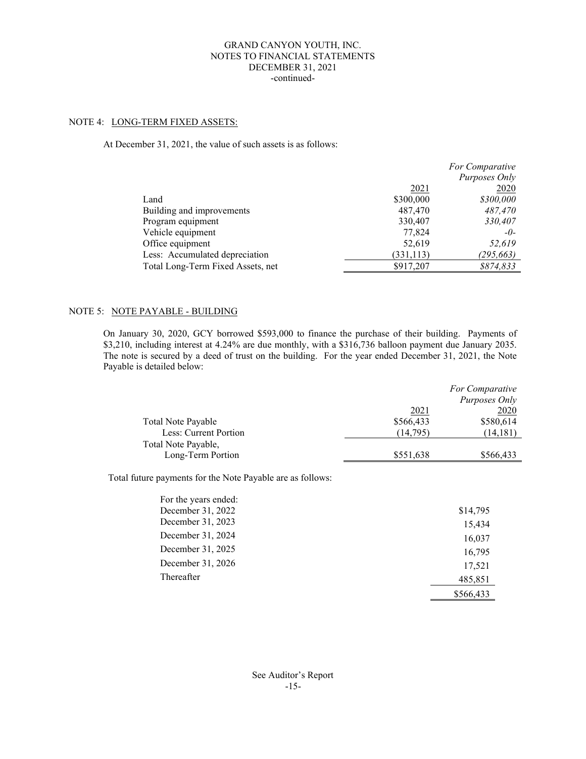GRAND CANYON YOUTH, INC.
NOTES TO FINANCIAL STATEMENTS
DECEMBER 31, 2021
-continued-

## NOTE 4: LONG-TERM FIXED ASSETS:

At December 31, 2021, the value of such assets is as follows:

| | 2021 | *For Comparative Purposes Only* 2020 |
|---|---|---|
| Land | $300,000 | *$300,000* |
| Building and improvements | 487,470 | *487,470* |
| Program equipment | 330,407 | *330,407* |
| Vehicle equipment | 77,824 | *-0-* |
| Office equipment | 52,619 | *52,619* |
| Less: Accumulated depreciation | (331,113) | *(295,663)* |
| Total Long-Term Fixed Assets, net | $917,207 | *$874,833* |

## NOTE 5: NOTE PAYABLE - BUILDING

On January 30, 2020, GCY borrowed $593,000 to finance the purchase of their building. Payments of $3,210, including interest at 4.24% are due monthly, with a $316,736 balloon payment due January 2035. The note is secured by a deed of trust on the building. For the year ended December 31, 2021, the Note Payable is detailed below:

| | 2021 | *For Comparative Purposes Only* 2020 |
|---|---|---|
| Total Note Payable | $566,433 | $580,614 |
| Less: Current Portion | (14,795) | (14,181) |
| Total Note Payable, Long-Term Portion | $551,638 | $566,433 |

Total future payments for the Note Payable are as follows:

| For the years ended: | |
|---|---|
| December 31, 2022 | $14,795 |
| December 31, 2023 | 15,434 |
| December 31, 2024 | 16,037 |
| December 31, 2025 | 16,795 |
| December 31, 2026 | 17,521 |
| Thereafter | 485,851 |
| | $566,433 |

See Auditor's Report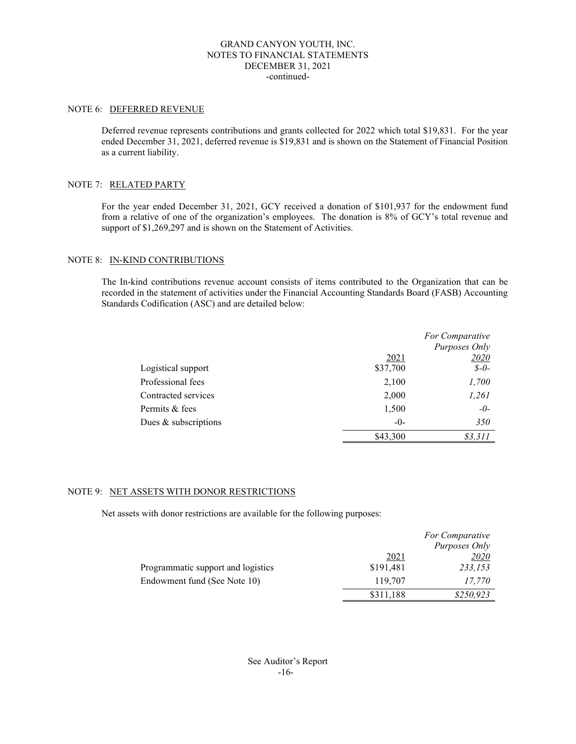GRAND CANYON YOUTH, INC.
NOTES TO FINANCIAL STATEMENTS
DECEMBER 31, 2021
-continued-

## NOTE 6: DEFERRED REVENUE

Deferred revenue represents contributions and grants collected for 2022 which total $19,831. For the year ended December 31, 2021, deferred revenue is $19,831 and is shown on the Statement of Financial Position as a current liability.

## NOTE 7: RELATED PARTY

For the year ended December 31, 2021, GCY received a donation of $101,937 for the endowment fund from a relative of one of the organization's employees. The donation is 8% of GCY's total revenue and support of $1,269,297 and is shown on the Statement of Activities.

## NOTE 8: IN-KIND CONTRIBUTIONS

The In-kind contributions revenue account consists of items contributed to the Organization that can be recorded in the statement of activities under the Financial Accounting Standards Board (FASB) Accounting Standards Codification (ASC) and are detailed below:

| | 2021 | *For Comparative Purposes Only 2020* |
|---|---|---|
| Logistical support | $37,700 | *$-0-* |
| Professional fees | 2,100 | *1,700* |
| Contracted services | 2,000 | *1,261* |
| Permits & fees | 1,500 | *-0-* |
| Dues & subscriptions | -0- | *350* |
| | $43,300 | *$3,311* |

## NOTE 9: NET ASSETS WITH DONOR RESTRICTIONS

Net assets with donor restrictions are available for the following purposes:

| | 2021 | *For Comparative Purposes Only 2020* |
|---|---|---|
| Programmatic support and logistics | $191,481 | *233,153* |
| Endowment fund (See Note 10) | 119,707 | *17,770* |
| | $311,188 | *$250,923* |

See Auditor's Report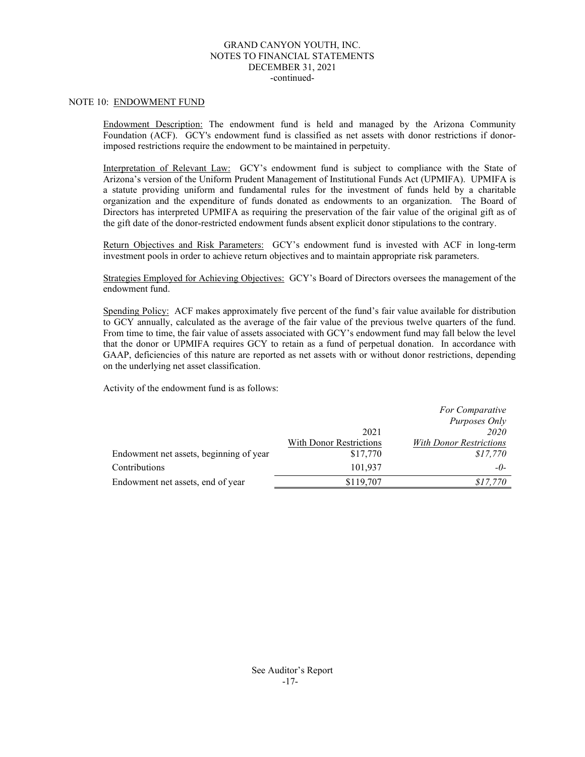GRAND CANYON YOUTH, INC.
NOTES TO FINANCIAL STATEMENTS
DECEMBER 31, 2021
-continued-

## NOTE 10: ENDOWMENT FUND

Endowment Description: The endowment fund is held and managed by the Arizona Community Foundation (ACF). GCY's endowment fund is classified as net assets with donor restrictions if donor-imposed restrictions require the endowment to be maintained in perpetuity.

Interpretation of Relevant Law: GCY's endowment fund is subject to compliance with the State of Arizona's version of the Uniform Prudent Management of Institutional Funds Act (UPMIFA). UPMIFA is a statute providing uniform and fundamental rules for the investment of funds held by a charitable organization and the expenditure of funds donated as endowments to an organization. The Board of Directors has interpreted UPMIFA as requiring the preservation of the fair value of the original gift as of the gift date of the donor-restricted endowment funds absent explicit donor stipulations to the contrary.

Return Objectives and Risk Parameters: GCY's endowment fund is invested with ACF in long-term investment pools in order to achieve return objectives and to maintain appropriate risk parameters.

Strategies Employed for Achieving Objectives: GCY's Board of Directors oversees the management of the endowment fund.

Spending Policy: ACF makes approximately five percent of the fund's fair value available for distribution to GCY annually, calculated as the average of the fair value of the previous twelve quarters of the fund. From time to time, the fair value of assets associated with GCY's endowment fund may fall below the level that the donor or UPMIFA requires GCY to retain as a fund of perpetual donation. In accordance with GAAP, deficiencies of this nature are reported as net assets with or without donor restrictions, depending on the underlying net asset classification.

Activity of the endowment fund is as follows:

| | 2021<br>With Donor Restrictions | *For Comparative Purposes Only*<br>*2020*<br>*With Donor Restrictions* |
|---|---|---|
| Endowment net assets, beginning of year | $17,770 | *$17,770* |
| Contributions | 101,937 | *-0-* |
| Endowment net assets, end of year | $119,707 | *$17,770* |

See Auditor's Report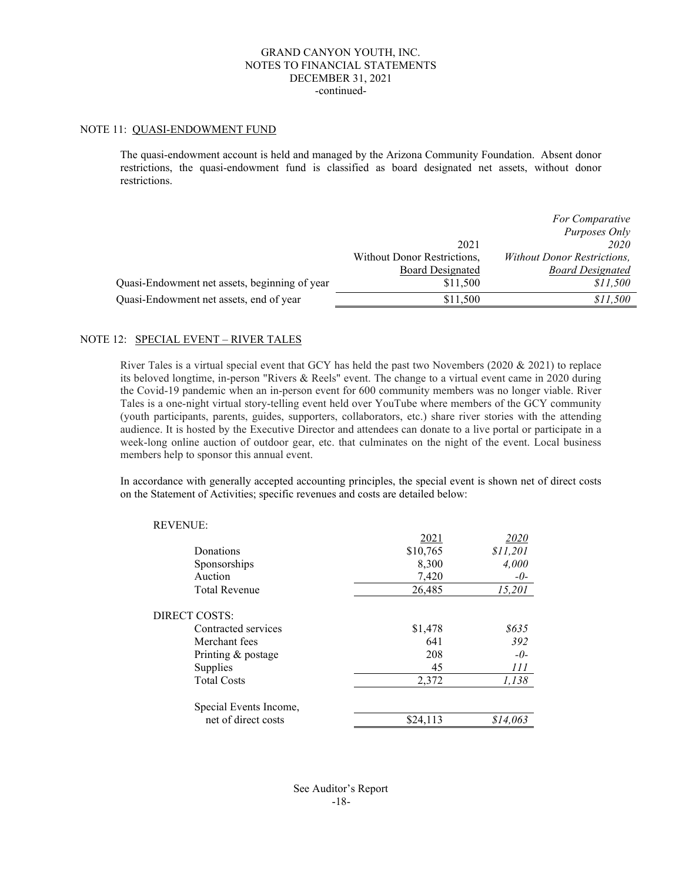GRAND CANYON YOUTH, INC.
NOTES TO FINANCIAL STATEMENTS
DECEMBER 31, 2021
-continued-

## NOTE 11: QUASI-ENDOWMENT FUND

The quasi-endowment account is held and managed by the Arizona Community Foundation. Absent donor restrictions, the quasi-endowment fund is classified as board designated net assets, without donor restrictions.

| | 2021 Without Donor Restrictions, Board Designated | *For Comparative Purposes Only 2020 Without Donor Restrictions, Board Designated* |
|---|---|---|
| Quasi-Endowment net assets, beginning of year | $11,500 | *$11,500* |
| Quasi-Endowment net assets, end of year | $11,500 | *$11,500* |

## NOTE 12: SPECIAL EVENT – RIVER TALES

River Tales is a virtual special event that GCY has held the past two Novembers (2020 & 2021) to replace its beloved longtime, in-person "Rivers & Reels" event. The change to a virtual event came in 2020 during the Covid-19 pandemic when an in-person event for 600 community members was no longer viable. River Tales is a one-night virtual story-telling event held over YouTube where members of the GCY community (youth participants, parents, guides, supporters, collaborators, etc.) share river stories with the attending audience. It is hosted by the Executive Director and attendees can donate to a live portal or participate in a week-long online auction of outdoor gear, etc. that culminates on the night of the event. Local business members help to sponsor this annual event.

In accordance with generally accepted accounting principles, the special event is shown net of direct costs on the Statement of Activities; specific revenues and costs are detailed below:

| | 2021 | *2020* |
|---|---|---|
| REVENUE: | | |
| Donations | $10,765 | *$11,201* |
| Sponsorships | 8,300 | *4,000* |
| Auction | 7,420 | *-0-* |
| Total Revenue | 26,485 | *15,201* |
| DIRECT COSTS: | | |
| Contracted services | $1,478 | *$635* |
| Merchant fees | 641 | *392* |
| Printing & postage | 208 | *-0-* |
| Supplies | 45 | *111* |
| Total Costs | 2,372 | *1,138* |
| Special Events Income, net of direct costs | $24,113 | *$14,063* |

See Auditor's Report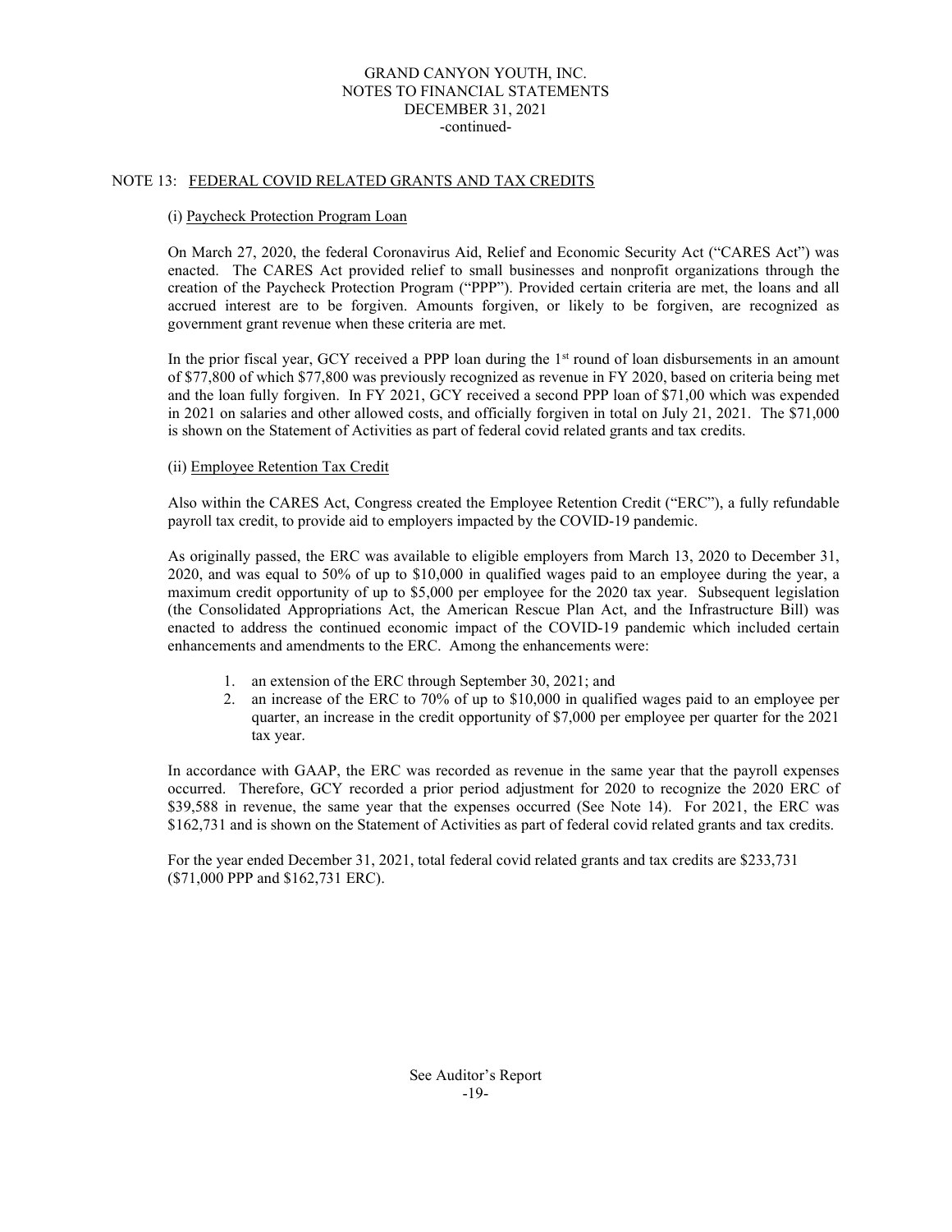GRAND CANYON YOUTH, INC.
NOTES TO FINANCIAL STATEMENTS
DECEMBER 31, 2021
-continued-

## NOTE 13: FEDERAL COVID RELATED GRANTS AND TAX CREDITS

### (i) Paycheck Protection Program Loan

On March 27, 2020, the federal Coronavirus Aid, Relief and Economic Security Act ("CARES Act") was enacted. The CARES Act provided relief to small businesses and nonprofit organizations through the creation of the Paycheck Protection Program ("PPP"). Provided certain criteria are met, the loans and all accrued interest are to be forgiven. Amounts forgiven, or likely to be forgiven, are recognized as government grant revenue when these criteria are met.

In the prior fiscal year, GCY received a PPP loan during the 1st round of loan disbursements in an amount of $77,800 of which $77,800 was previously recognized as revenue in FY 2020, based on criteria being met and the loan fully forgiven. In FY 2021, GCY received a second PPP loan of $71,00 which was expended in 2021 on salaries and other allowed costs, and officially forgiven in total on July 21, 2021. The $71,000 is shown on the Statement of Activities as part of federal covid related grants and tax credits.

### (ii) Employee Retention Tax Credit

Also within the CARES Act, Congress created the Employee Retention Credit ("ERC"), a fully refundable payroll tax credit, to provide aid to employers impacted by the COVID-19 pandemic.

As originally passed, the ERC was available to eligible employers from March 13, 2020 to December 31, 2020, and was equal to 50% of up to $10,000 in qualified wages paid to an employee during the year, a maximum credit opportunity of up to $5,000 per employee for the 2020 tax year. Subsequent legislation (the Consolidated Appropriations Act, the American Rescue Plan Act, and the Infrastructure Bill) was enacted to address the continued economic impact of the COVID-19 pandemic which included certain enhancements and amendments to the ERC. Among the enhancements were:

1. an extension of the ERC through September 30, 2021; and
2. an increase of the ERC to 70% of up to $10,000 in qualified wages paid to an employee per quarter, an increase in the credit opportunity of $7,000 per employee per quarter for the 2021 tax year.

In accordance with GAAP, the ERC was recorded as revenue in the same year that the payroll expenses occurred. Therefore, GCY recorded a prior period adjustment for 2020 to recognize the 2020 ERC of $39,588 in revenue, the same year that the expenses occurred (See Note 14). For 2021, the ERC was $162,731 and is shown on the Statement of Activities as part of federal covid related grants and tax credits.

For the year ended December 31, 2021, total federal covid related grants and tax credits are $233,731 ($71,000 PPP and $162,731 ERC).

See Auditor's Report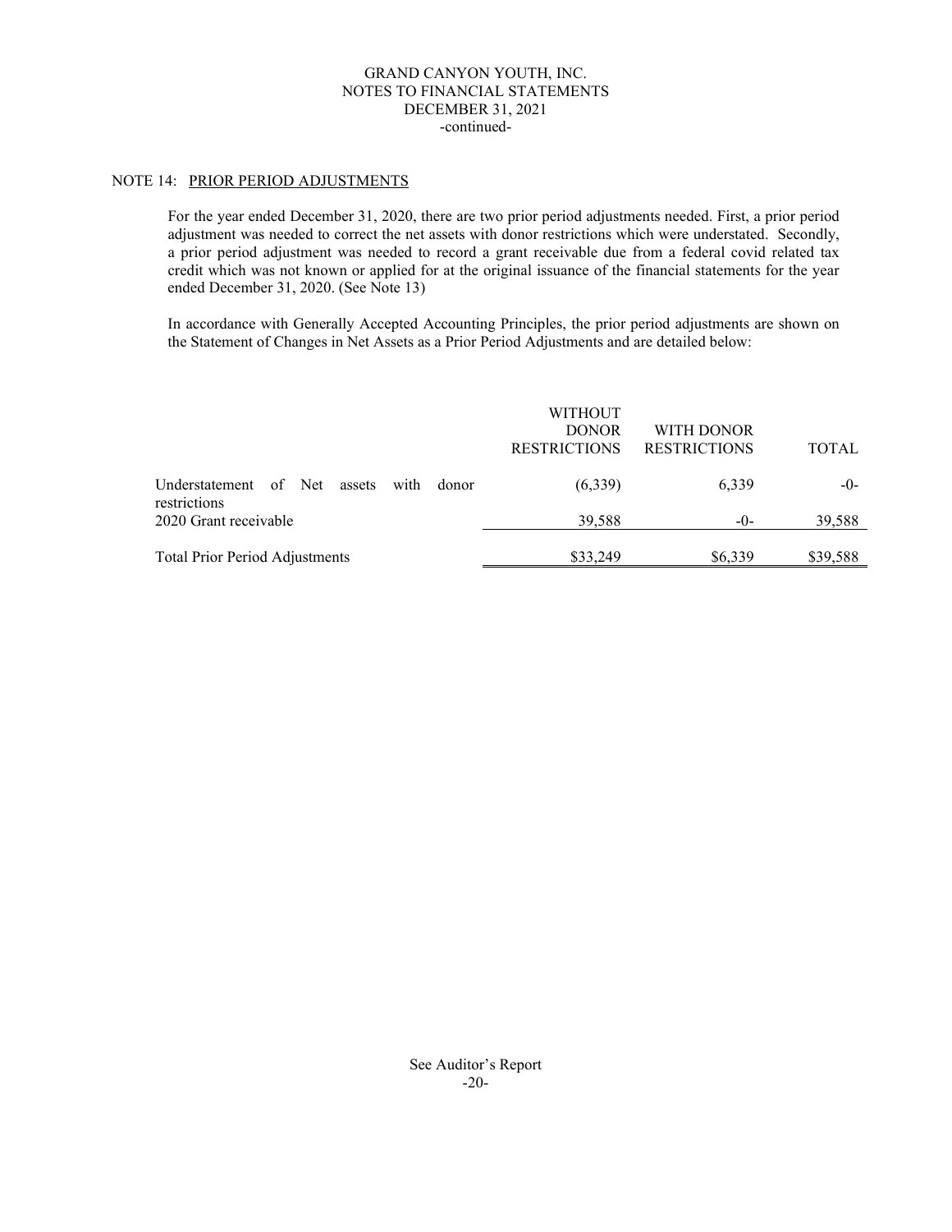GRAND CANYON YOUTH, INC.
NOTES TO FINANCIAL STATEMENTS
DECEMBER 31, 2021
-continued-

## NOTE 14: PRIOR PERIOD ADJUSTMENTS

For the year ended December 31, 2020, there are two prior period adjustments needed. First, a prior period adjustment was needed to correct the net assets with donor restrictions which were understated. Secondly, a prior period adjustment was needed to record a grant receivable due from a federal covid related tax credit which was not known or applied for at the original issuance of the financial statements for the year ended December 31, 2020. (See Note 13)

In accordance with Generally Accepted Accounting Principles, the prior period adjustments are shown on the Statement of Changes in Net Assets as a Prior Period Adjustments and are detailed below:

| | WITHOUT DONOR RESTRICTIONS | WITH DONOR RESTRICTIONS | TOTAL |
|---|---|---|---|
| Understatement of Net assets with donor restrictions | (6,339) | 6,339 | -0- |
| 2020 Grant receivable | 39,588 | -0- | 39,588 |
| Total Prior Period Adjustments | $33,249 | $6,339 | $39,588 |

See Auditor's Report